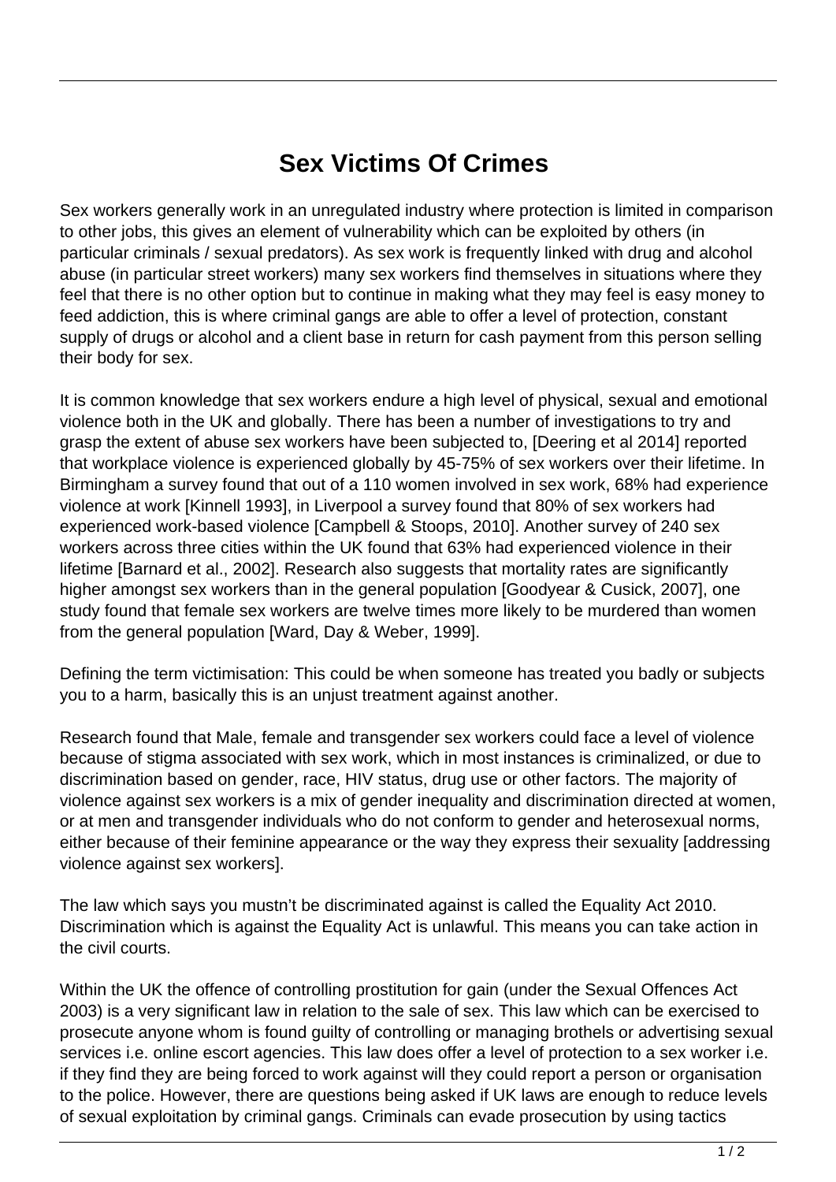# Sex Victims Of Crimes

Sex workers generally work in an unregulated industry where protection is limited in comparison to other jobs, this gives an element of vulnerability which can be exploited by others (in particular criminals / sexual predators). As sex work is frequently linked with drug and alcohol abuse (in particular street workers) many sex workers find themselves in situations where they feel that there is no other option but to continue in making what they may feel is easy money to feed addiction, this is where criminal gangs are able to offer a level of protection, constant supply of drugs or alcohol and a client base in return for cash payment from this person selling their body for sex.

It is common knowledge that sex workers endure a high level of physical, sexual and emotional violence both in the UK and globally. There has been a number of investigations to try and grasp the extent of abuse sex workers have been subjected to, [Deering et al 2014] reported that workplace violence is experienced globally by 45-75% of sex workers over their lifetime. In Birmingham a survey found that out of a 110 women involved in sex work, 68% had experience violence at work [Kinnell 1993], in Liverpool a survey found that 80% of sex workers had experienced work-based violence [Campbell & Stoops, 2010]. Another survey of 240 sex workers across three cities within the UK found that 63% had experienced violence in their lifetime [Barnard et al., 2002]. Research also suggests that mortality rates are significantly higher amongst sex workers than in the general population [Goodyear & Cusick, 2007], one study found that female sex workers are twelve times more likely to be murdered than women from the general population [Ward, Day & Weber, 1999].

Defining the term victimisation: This could be when someone has treated you badly or subjects you to a harm, basically this is an unjust treatment against another.

Research found that Male, female and transgender sex workers could face a level of violence because of stigma associated with sex work, which in most instances is criminalized, or due to discrimination based on gender, race, HIV status, drug use or other factors. The majority of violence against sex workers is a mix of gender inequality and discrimination directed at women, or at men and transgender individuals who do not conform to gender and heterosexual norms, either because of their feminine appearance or the way they express their sexuality [addressing violence against sex workers].

The law which says you mustn't be discriminated against is called the Equality Act 2010. Discrimination which is against the Equality Act is unlawful. This means you can take action in the civil courts.

Within the UK the offence of controlling prostitution for gain (under the Sexual Offences Act 2003) is a very significant law in relation to the sale of sex. This law which can be exercised to prosecute anyone whom is found guilty of controlling or managing brothels or advertising sexual services i.e. online escort agencies. This law does offer a level of protection to a sex worker i.e. if they find they are being forced to work against will they could report a person or organisation to the police. However, there are questions being asked if UK laws are enough to reduce levels of sexual exploitation by criminal gangs. Criminals can evade prosecution by using tactics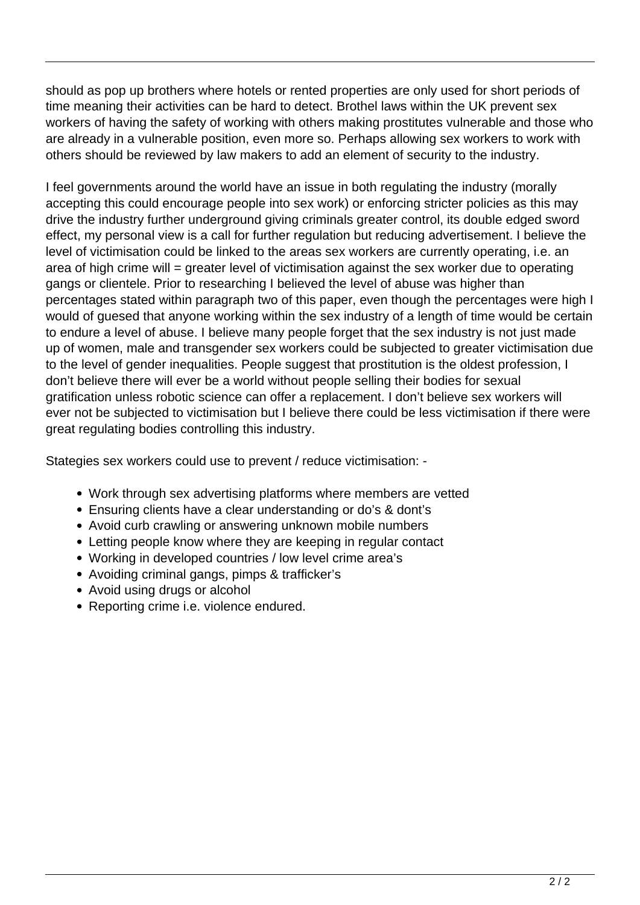should as pop up brothers where hotels or rented properties are only used for short periods of time meaning their activities can be hard to detect. Brothel laws within the UK prevent sex workers of having the safety of working with others making prostitutes vulnerable and those who are already in a vulnerable position, even more so. Perhaps allowing sex workers to work with others should be reviewed by law makers to add an element of security to the industry.

I feel governments around the world have an issue in both regulating the industry (morally accepting this could encourage people into sex work) or enforcing stricter policies as this may drive the industry further underground giving criminals greater control, its double edged sword effect, my personal view is a call for further regulation but reducing advertisement. I believe the level of victimisation could be linked to the areas sex workers are currently operating, i.e. an area of high crime will = greater level of victimisation against the sex worker due to operating gangs or clientele. Prior to researching I believed the level of abuse was higher than percentages stated within paragraph two of this paper, even though the percentages were high I would of guesed that anyone working within the sex industry of a length of time would be certain to endure a level of abuse. I believe many people forget that the sex industry is not just made up of women, male and transgender sex workers could be subjected to greater victimisation due to the level of gender inequalities. People suggest that prostitution is the oldest profession, I don't believe there will ever be a world without people selling their bodies for sexual gratification unless robotic science can offer a replacement. I don't believe sex workers will ever not be subjected to victimisation but I believe there could be less victimisation if there were great regulating bodies controlling this industry.

Stategies sex workers could use to prevent / reduce victimisation: -

- Work through sex advertising platforms where members are vetted
- Ensuring clients have a clear understanding or do's & dont's
- Avoid curb crawling or answering unknown mobile numbers
- Letting people know where they are keeping in regular contact
- Working in developed countries / low level crime area's
- Avoiding criminal gangs, pimps & trafficker's
- Avoid using drugs or alcohol
- Reporting crime i.e. violence endured.